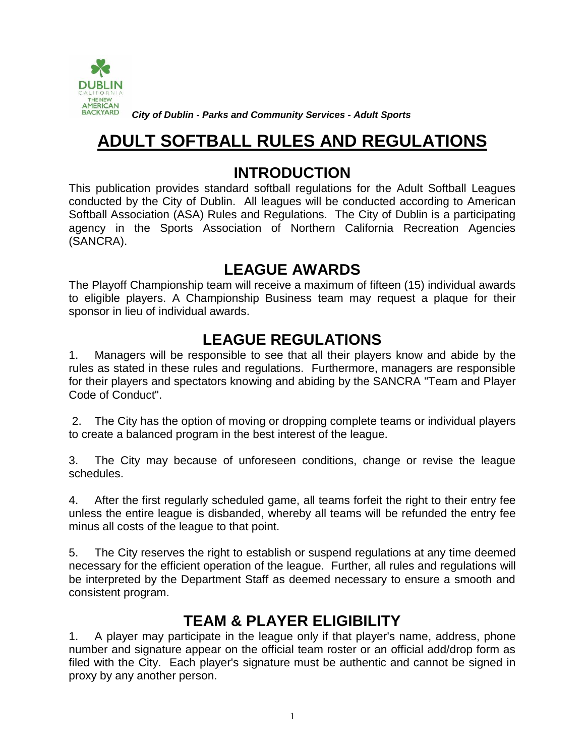*City of Dublin - Parks and Community Services - Adult Sports*

# ADULT SOFTBALL RULES AND REGULATIONS

## INTRODUCTION

This publication provides standard softball regulations for the Adult Softball Leagues conducted by the City of Dublin. All leagues will be conducted according to American Softball Association (ASA) Rules and Regulations. The City of Dublin is a participating agency in the Sports Association of Northern California Recreation Agencies (SANCRA).

## LEAGUE AWARDS

The Playoff Championship team will receive a maximum of fifteen (15) individual awards to eligible players. A Championship Business team may request a plaque for their sponsor in lieu of individual awards.

## LEAGUE REGULATIONS

1. Managers will be responsible to see that all their players know and abide by the rules as stated in these rules and regulations. Furthermore, managers are responsible for their players and spectators knowing and abiding by the SANCRA "Team and Player Code of Conduct".

2. The City has the option of moving or dropping complete teams or individual players to create a balanced program in the best interest of the league.

3. The City may because of unforeseen conditions, change or revise the league schedules.

4. After the first regularly scheduled game, all teams forfeit the right to their entry fee unless the entire league is disbanded, whereby all teams will be refunded the entry fee minus all costs of the league to that point.

5. The City reserves the right to establish or suspend regulations at any time deemed necessary for the efficient operation of the league. Further, all rules and regulations will be interpreted by the Department Staff as deemed necessary to ensure a smooth and consistent program.

## TEAM & PLAYER ELIGIBILITY

1. A player may participate in the league only if that player's name, address, phone number and signature appear on the official team roster or an official add/drop form as filed with the City. Each player's signature must be authentic and cannot be signed in proxy by any another person.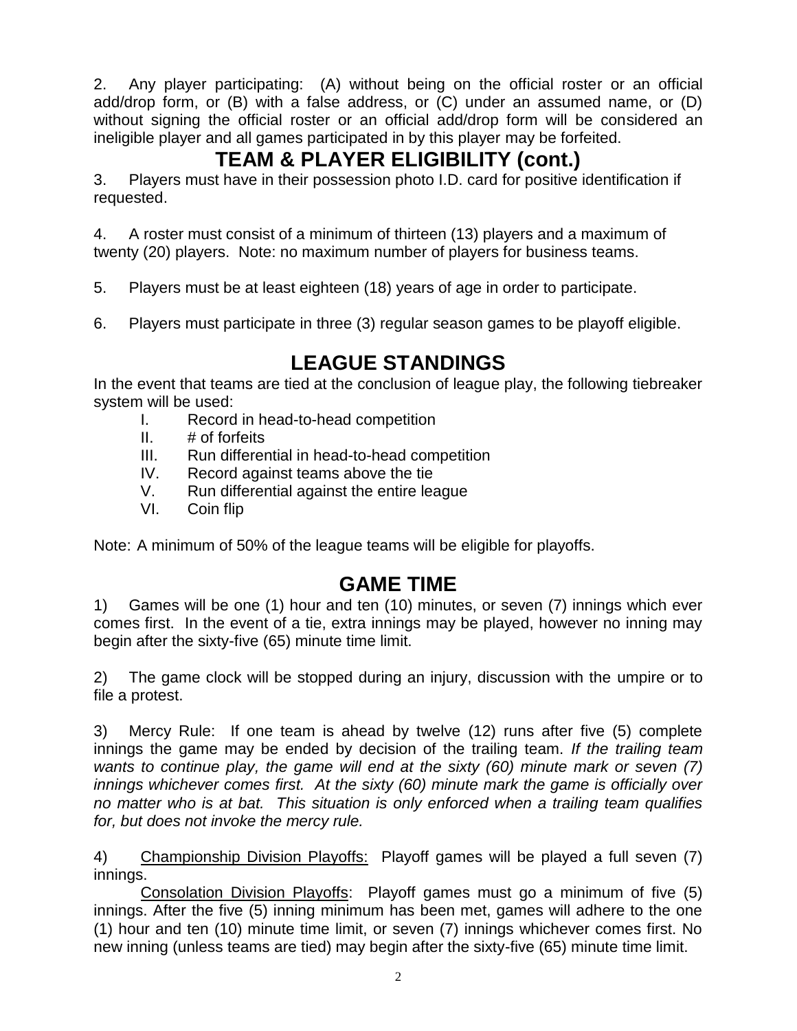2. Any player participating: (A) without being on the official roster or an official add/drop form, or (B) with a false address, or (C) under an assumed name, or (D) without signing the official roster or an official add/drop form will be considered an ineligible player and all games participated in by this player may be forfeited.

# TEAM & PLAYER ELIGIBILITY (cont.)

3. Players must have in their possession photo I.D. card for positive identification if requested.

4. A roster must consist of a minimum of thirteen (13) players and a maximum of twenty (20) players. Note: no maximum number of players for business teams.

5. Players must be at least eighteen (18) years of age in order to participate.

6. Players must participate in three (3) regular season games to be playoff eligible.

# LEAGUE STANDINGS

In the event that teams are tied at the conclusion of league play, the following tiebreaker system will be used:

I. Record in head-to-head competition
II. # of forfeits
III. Run differential in head-to-head competition
IV. Record against teams above the tie
V. Run differential against the entire league
VI. Coin flip

Note: A minimum of 50% of the league teams will be eligible for playoffs.

# GAME TIME

1) Games will be one (1) hour and ten (10) minutes, or seven (7) innings which ever comes first. In the event of a tie, extra innings may be played, however no inning may begin after the sixty-five (65) minute time limit.

2) The game clock will be stopped during an injury, discussion with the umpire or to file a protest.

3) Mercy Rule: If one team is ahead by twelve (12) runs after five (5) complete innings the game may be ended by decision of the trailing team. *If the trailing team wants to continue play, the game will end at the sixty (60) minute mark or seven (7) innings whichever comes first. At the sixty (60) minute mark the game is officially over no matter who is at bat. This situation is only enforced when a trailing team qualifies for, but does not invoke the mercy rule.*

4) Championship Division Playoffs: Playoff games will be played a full seven (7) innings.

Consolation Division Playoffs: Playoff games must go a minimum of five (5) innings. After the five (5) inning minimum has been met, games will adhere to the one (1) hour and ten (10) minute time limit, or seven (7) innings whichever comes first. No new inning (unless teams are tied) may begin after the sixty-five (65) minute time limit.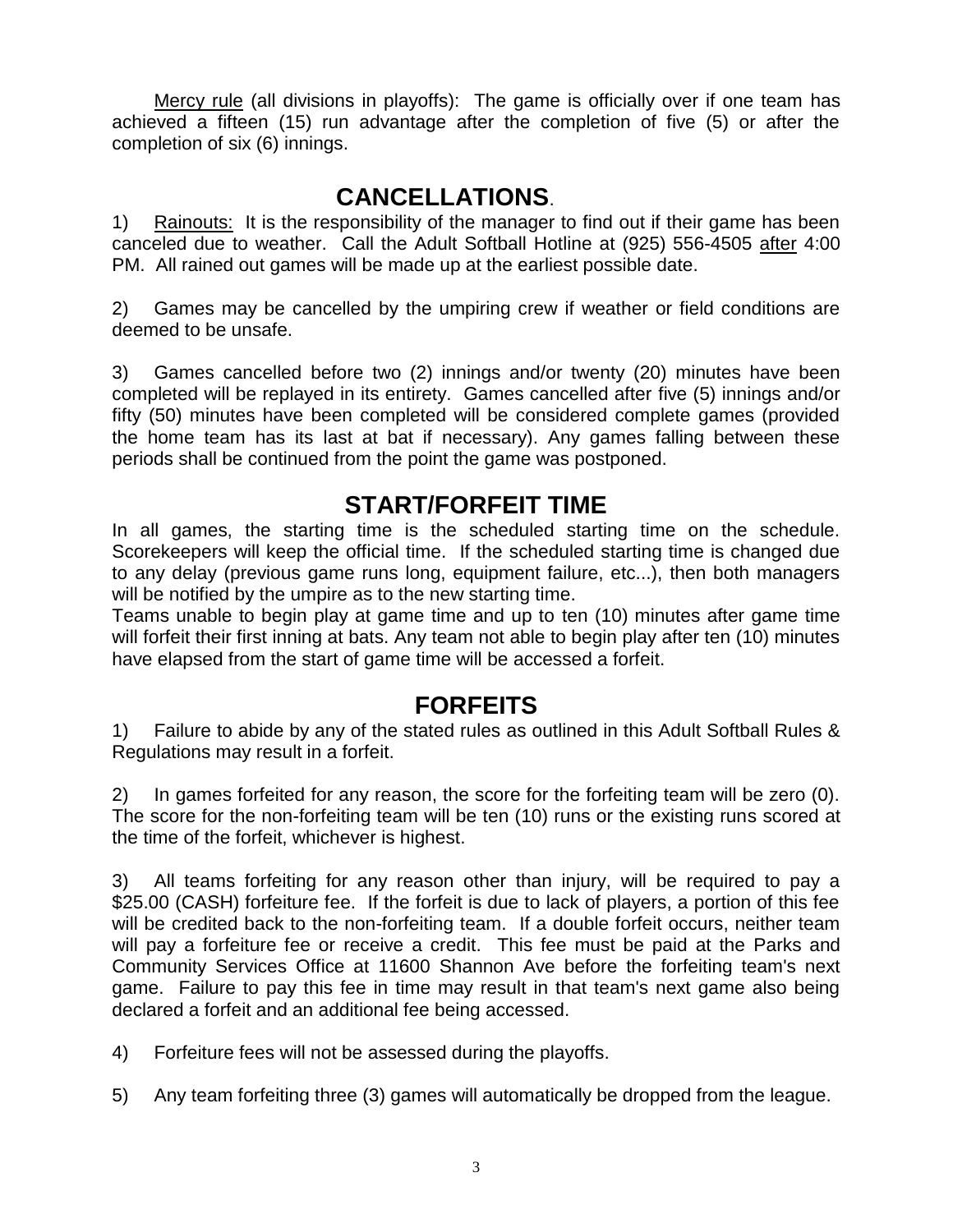Mercy rule (all divisions in playoffs): The game is officially over if one team has achieved a fifteen (15) run advantage after the completion of five (5) or after the completion of six (6) innings.

## CANCELLATIONS.

1) Rainouts: It is the responsibility of the manager to find out if their game has been canceled due to weather. Call the Adult Softball Hotline at (925) 556-4505 after 4:00 PM. All rained out games will be made up at the earliest possible date.

2) Games may be cancelled by the umpiring crew if weather or field conditions are deemed to be unsafe.

3) Games cancelled before two (2) innings and/or twenty (20) minutes have been completed will be replayed in its entirety. Games cancelled after five (5) innings and/or fifty (50) minutes have been completed will be considered complete games (provided the home team has its last at bat if necessary). Any games falling between these periods shall be continued from the point the game was postponed.

## START/FORFEIT TIME

In all games, the starting time is the scheduled starting time on the schedule. Scorekeepers will keep the official time. If the scheduled starting time is changed due to any delay (previous game runs long, equipment failure, etc...), then both managers will be notified by the umpire as to the new starting time.

Teams unable to begin play at game time and up to ten (10) minutes after game time will forfeit their first inning at bats. Any team not able to begin play after ten (10) minutes have elapsed from the start of game time will be accessed a forfeit.

## FORFEITS

1) Failure to abide by any of the stated rules as outlined in this Adult Softball Rules & Regulations may result in a forfeit.

2) In games forfeited for any reason, the score for the forfeiting team will be zero (0). The score for the non-forfeiting team will be ten (10) runs or the existing runs scored at the time of the forfeit, whichever is highest.

3) All teams forfeiting for any reason other than injury, will be required to pay a $25.00 (CASH) forfeiture fee. If the forfeit is due to lack of players, a portion of this fee will be credited back to the non-forfeiting team. If a double forfeit occurs, neither team will pay a forfeiture fee or receive a credit. This fee must be paid at the Parks and Community Services Office at 11600 Shannon Ave before the forfeiting team's next game. Failure to pay this fee in time may result in that team's next game also being declared a forfeit and an additional fee being accessed.

4) Forfeiture fees will not be assessed during the playoffs.

5) Any team forfeiting three (3) games will automatically be dropped from the league.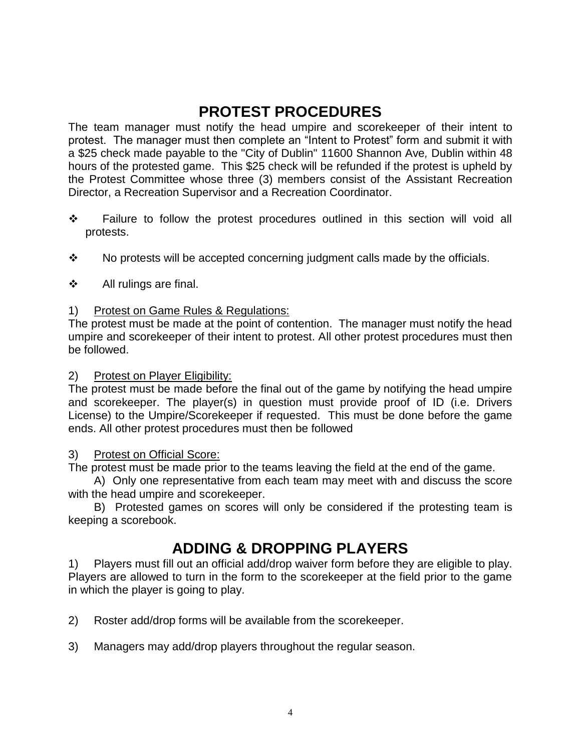# PROTEST PROCEDURES

The team manager must notify the head umpire and scorekeeper of their intent to protest. The manager must then complete an "Intent to Protest" form and submit it with a $25 check made payable to the "City of Dublin" 11600 Shannon Ave, Dublin within 48 hours of the protested game. This $25 check will be refunded if the protest is upheld by the Protest Committee whose three (3) members consist of the Assistant Recreation Director, a Recreation Supervisor and a Recreation Coordinator.

- ❖ Failure to follow the protest procedures outlined in this section will void all protests.
- ❖ No protests will be accepted concerning judgment calls made by the officials.
- ❖ All rulings are final.

1) Protest on Game Rules & Regulations:

The protest must be made at the point of contention. The manager must notify the head umpire and scorekeeper of their intent to protest. All other protest procedures must then be followed.

2) Protest on Player Eligibility:

The protest must be made before the final out of the game by notifying the head umpire and scorekeeper. The player(s) in question must provide proof of ID (i.e. Drivers License) to the Umpire/Scorekeeper if requested. This must be done before the game ends. All other protest procedures must then be followed

3) Protest on Official Score:

The protest must be made prior to the teams leaving the field at the end of the game.

A) Only one representative from each team may meet with and discuss the score with the head umpire and scorekeeper.

B) Protested games on scores will only be considered if the protesting team is keeping a scorebook.

# ADDING & DROPPING PLAYERS

1) Players must fill out an official add/drop waiver form before they are eligible to play. Players are allowed to turn in the form to the scorekeeper at the field prior to the game in which the player is going to play.

2) Roster add/drop forms will be available from the scorekeeper.

3) Managers may add/drop players throughout the regular season.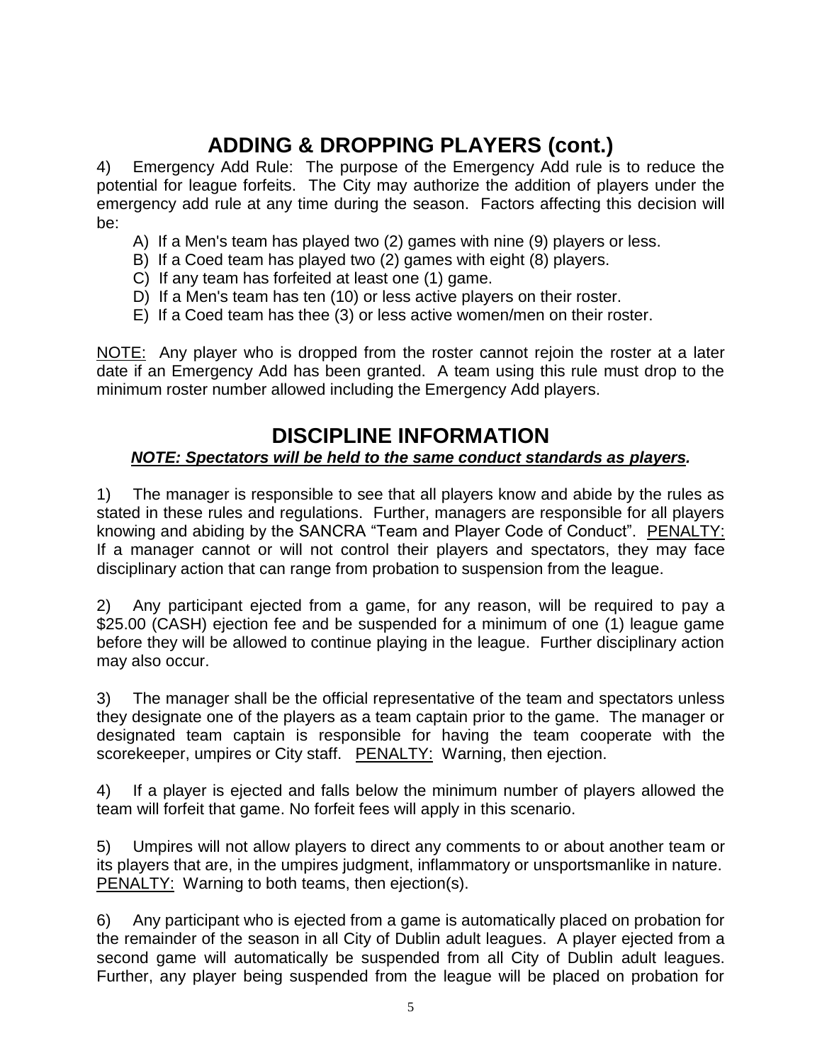## ADDING & DROPPING PLAYERS (cont.)

4) Emergency Add Rule: The purpose of the Emergency Add rule is to reduce the potential for league forfeits. The City may authorize the addition of players under the emergency add rule at any time during the season. Factors affecting this decision will be:

- A) If a Men's team has played two (2) games with nine (9) players or less.
- B) If a Coed team has played two (2) games with eight (8) players.
- C) If any team has forfeited at least one (1) game.
- D) If a Men's team has ten (10) or less active players on their roster.
- E) If a Coed team has thee (3) or less active women/men on their roster.

<u>NOTE:</u> Any player who is dropped from the roster cannot rejoin the roster at a later date if an Emergency Add has been granted. A team using this rule must drop to the minimum roster number allowed including the Emergency Add players.

## DISCIPLINE INFORMATION

***<u>NOTE: Spectators will be held to the same conduct standards as players.</u>***

1) The manager is responsible to see that all players know and abide by the rules as stated in these rules and regulations. Further, managers are responsible for all players knowing and abiding by the SANCRA "Team and Player Code of Conduct". <u>PENALTY:</u> If a manager cannot or will not control their players and spectators, they may face disciplinary action that can range from probation to suspension from the league.

2) Any participant ejected from a game, for any reason, will be required to pay a $25.00 (CASH) ejection fee and be suspended for a minimum of one (1) league game before they will be allowed to continue playing in the league. Further disciplinary action may also occur.

3) The manager shall be the official representative of the team and spectators unless they designate one of the players as a team captain prior to the game. The manager or designated team captain is responsible for having the team cooperate with the scorekeeper, umpires or City staff. <u>PENALTY:</u> Warning, then ejection.

4) If a player is ejected and falls below the minimum number of players allowed the team will forfeit that game. No forfeit fees will apply in this scenario.

5) Umpires will not allow players to direct any comments to or about another team or its players that are, in the umpires judgment, inflammatory or unsportsmanlike in nature. <u>PENALTY:</u> Warning to both teams, then ejection(s).

6) Any participant who is ejected from a game is automatically placed on probation for the remainder of the season in all City of Dublin adult leagues. A player ejected from a second game will automatically be suspended from all City of Dublin adult leagues. Further, any player being suspended from the league will be placed on probation for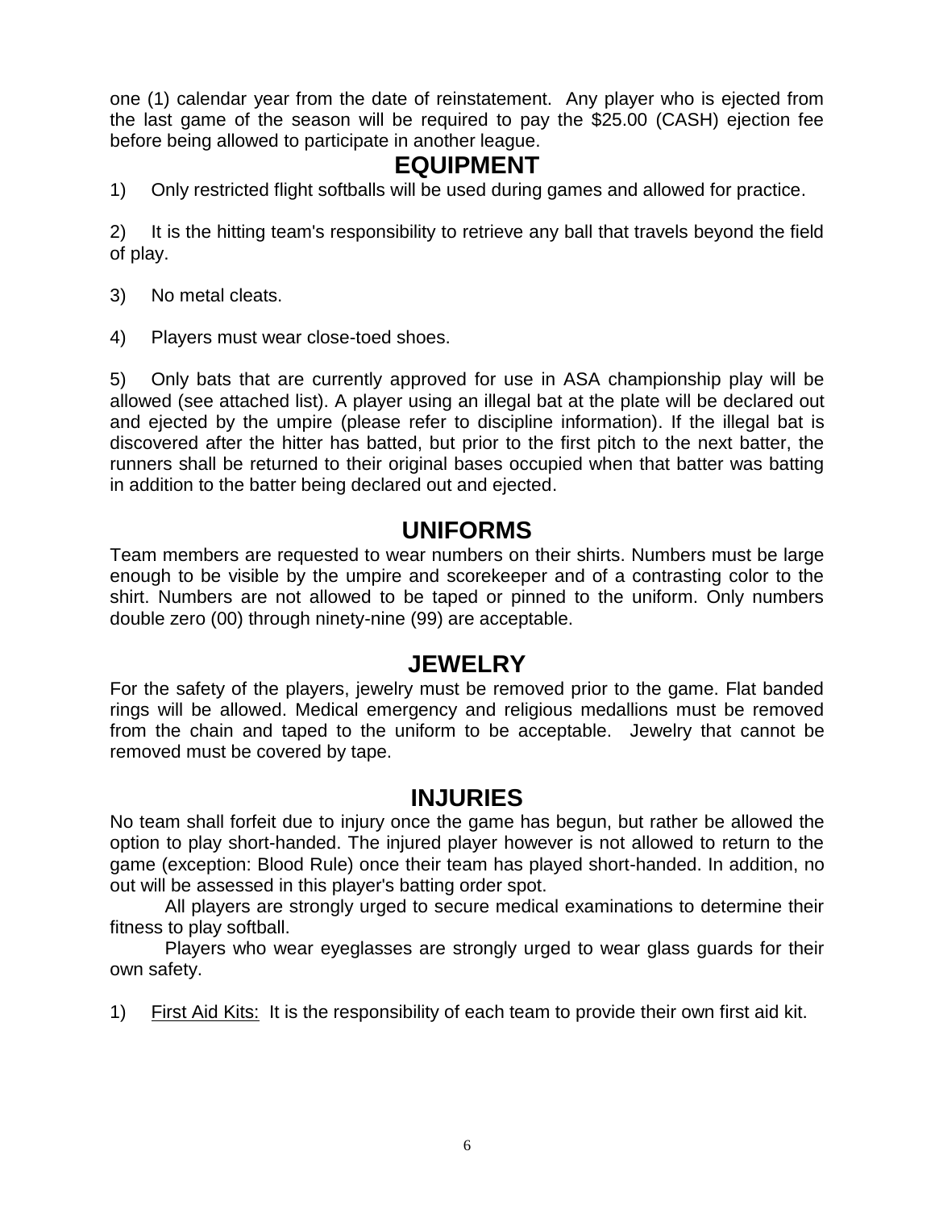one (1) calendar year from the date of reinstatement. Any player who is ejected from the last game of the season will be required to pay the $25.00 (CASH) ejection fee before being allowed to participate in another league.

## EQUIPMENT

1) Only restricted flight softballs will be used during games and allowed for practice.

2) It is the hitting team's responsibility to retrieve any ball that travels beyond the field of play.

3) No metal cleats.

4) Players must wear close-toed shoes.

5) Only bats that are currently approved for use in ASA championship play will be allowed (see attached list). A player using an illegal bat at the plate will be declared out and ejected by the umpire (please refer to discipline information). If the illegal bat is discovered after the hitter has batted, but prior to the first pitch to the next batter, the runners shall be returned to their original bases occupied when that batter was batting in addition to the batter being declared out and ejected.

## UNIFORMS

Team members are requested to wear numbers on their shirts. Numbers must be large enough to be visible by the umpire and scorekeeper and of a contrasting color to the shirt. Numbers are not allowed to be taped or pinned to the uniform. Only numbers double zero (00) through ninety-nine (99) are acceptable.

## JEWELRY

For the safety of the players, jewelry must be removed prior to the game. Flat banded rings will be allowed. Medical emergency and religious medallions must be removed from the chain and taped to the uniform to be acceptable. Jewelry that cannot be removed must be covered by tape.

## INJURIES

No team shall forfeit due to injury once the game has begun, but rather be allowed the option to play short-handed. The injured player however is not allowed to return to the game (exception: Blood Rule) once their team has played short-handed. In addition, no out will be assessed in this player's batting order spot.

All players are strongly urged to secure medical examinations to determine their fitness to play softball.

Players who wear eyeglasses are strongly urged to wear glass guards for their own safety.

1) First Aid Kits: It is the responsibility of each team to provide their own first aid kit.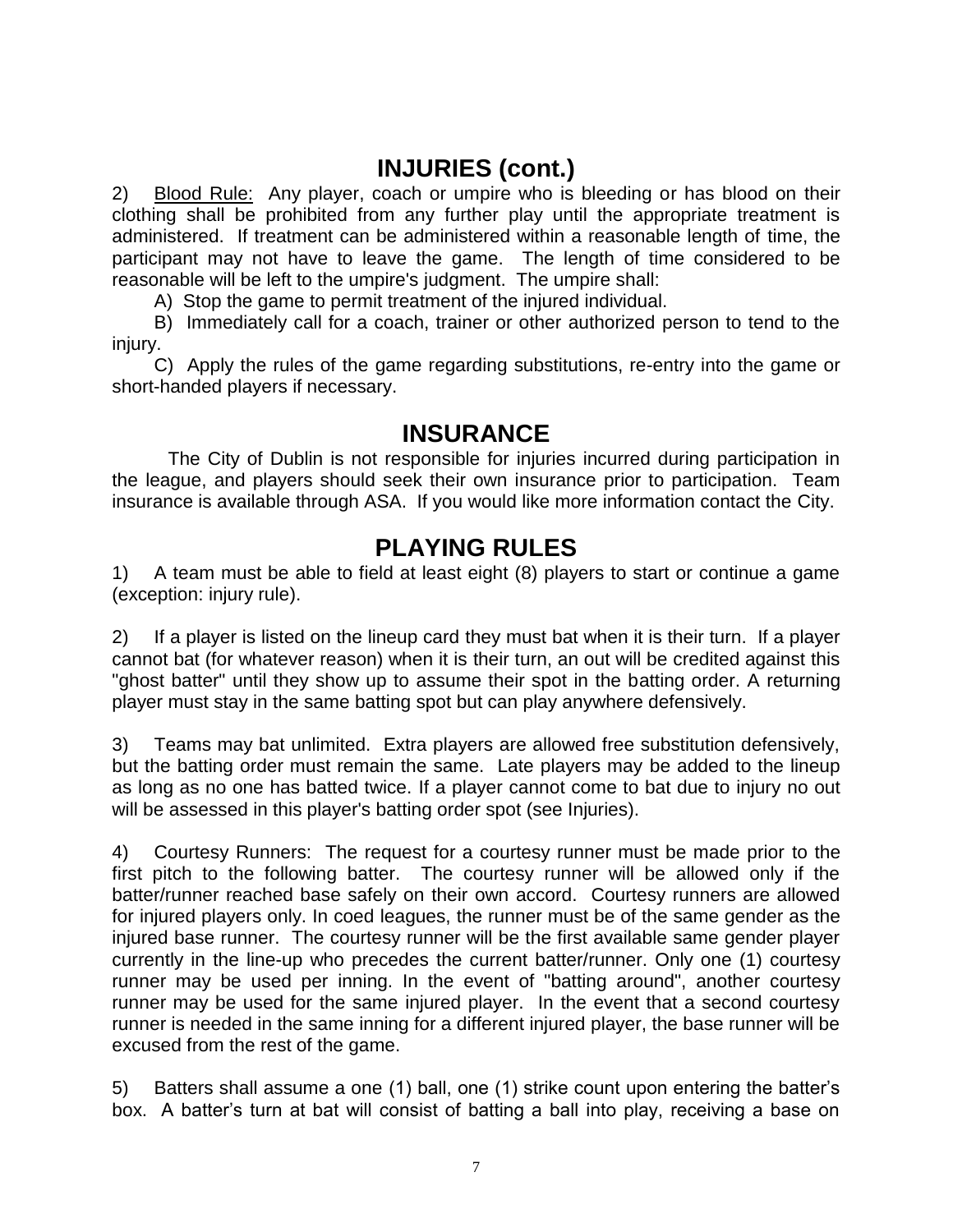## INJURIES (cont.)

2) Blood Rule: Any player, coach or umpire who is bleeding or has blood on their clothing shall be prohibited from any further play until the appropriate treatment is administered. If treatment can be administered within a reasonable length of time, the participant may not have to leave the game. The length of time considered to be reasonable will be left to the umpire's judgment. The umpire shall:

A) Stop the game to permit treatment of the injured individual.

B) Immediately call for a coach, trainer or other authorized person to tend to the injury.

C) Apply the rules of the game regarding substitutions, re-entry into the game or short-handed players if necessary.

## INSURANCE

The City of Dublin is not responsible for injuries incurred during participation in the league, and players should seek their own insurance prior to participation. Team insurance is available through ASA. If you would like more information contact the City.

## PLAYING RULES

1) A team must be able to field at least eight (8) players to start or continue a game (exception: injury rule).

2) If a player is listed on the lineup card they must bat when it is their turn. If a player cannot bat (for whatever reason) when it is their turn, an out will be credited against this "ghost batter" until they show up to assume their spot in the batting order. A returning player must stay in the same batting spot but can play anywhere defensively.

3) Teams may bat unlimited. Extra players are allowed free substitution defensively, but the batting order must remain the same. Late players may be added to the lineup as long as no one has batted twice. If a player cannot come to bat due to injury no out will be assessed in this player's batting order spot (see Injuries).

4) Courtesy Runners: The request for a courtesy runner must be made prior to the first pitch to the following batter. The courtesy runner will be allowed only if the batter/runner reached base safely on their own accord. Courtesy runners are allowed for injured players only. In coed leagues, the runner must be of the same gender as the injured base runner. The courtesy runner will be the first available same gender player currently in the line-up who precedes the current batter/runner. Only one (1) courtesy runner may be used per inning. In the event of "batting around", another courtesy runner may be used for the same injured player. In the event that a second courtesy runner is needed in the same inning for a different injured player, the base runner will be excused from the rest of the game.

5) Batters shall assume a one (1) ball, one (1) strike count upon entering the batter's box. A batter's turn at bat will consist of batting a ball into play, receiving a base on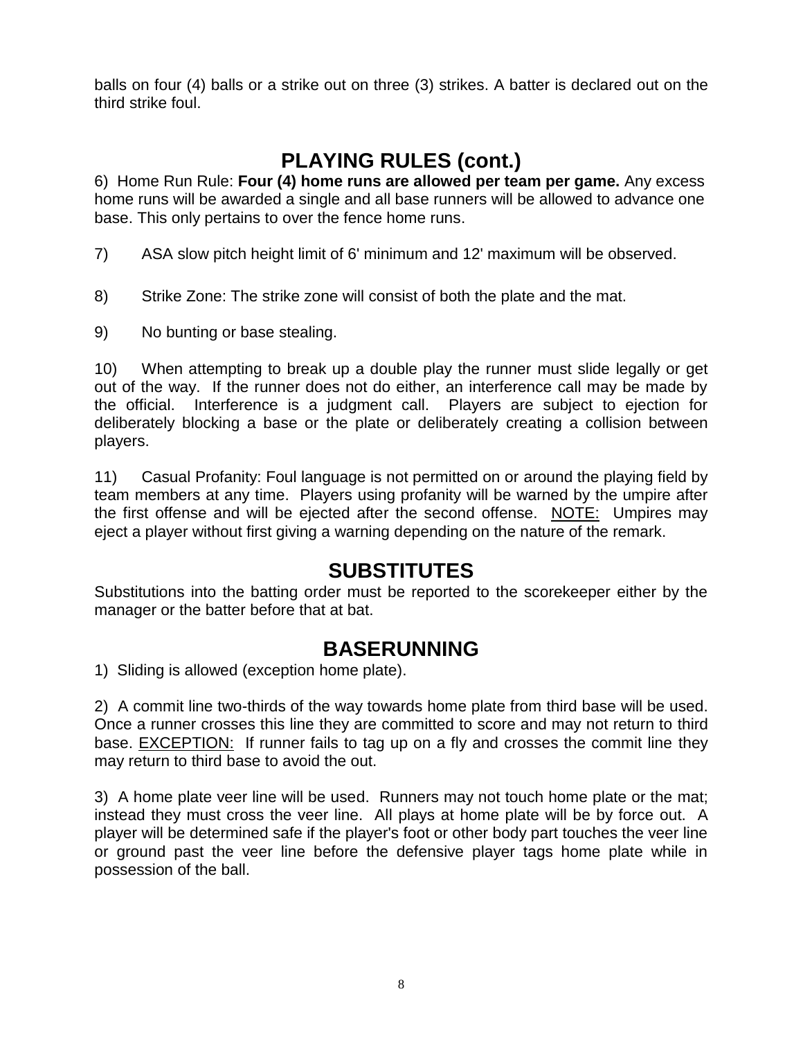balls on four (4) balls or a strike out on three (3) strikes. A batter is declared out on the third strike foul.

## PLAYING RULES (cont.)

6) Home Run Rule: **Four (4) home runs are allowed per team per game.** Any excess home runs will be awarded a single and all base runners will be allowed to advance one base. This only pertains to over the fence home runs.

7) ASA slow pitch height limit of 6' minimum and 12' maximum will be observed.

8) Strike Zone: The strike zone will consist of both the plate and the mat.

9) No bunting or base stealing.

10) When attempting to break up a double play the runner must slide legally or get out of the way. If the runner does not do either, an interference call may be made by the official. Interference is a judgment call. Players are subject to ejection for deliberately blocking a base or the plate or deliberately creating a collision between players.

11) Casual Profanity: Foul language is not permitted on or around the playing field by team members at any time. Players using profanity will be warned by the umpire after the first offense and will be ejected after the second offense. <u>NOTE:</u> Umpires may eject a player without first giving a warning depending on the nature of the remark.

## SUBSTITUTES

Substitutions into the batting order must be reported to the scorekeeper either by the manager or the batter before that at bat.

## BASERUNNING

1) Sliding is allowed (exception home plate).

2) A commit line two-thirds of the way towards home plate from third base will be used. Once a runner crosses this line they are committed to score and may not return to third base. <u>EXCEPTION:</u> If runner fails to tag up on a fly and crosses the commit line they may return to third base to avoid the out.

3) A home plate veer line will be used. Runners may not touch home plate or the mat; instead they must cross the veer line. All plays at home plate will be by force out. A player will be determined safe if the player's foot or other body part touches the veer line or ground past the veer line before the defensive player tags home plate while in possession of the ball.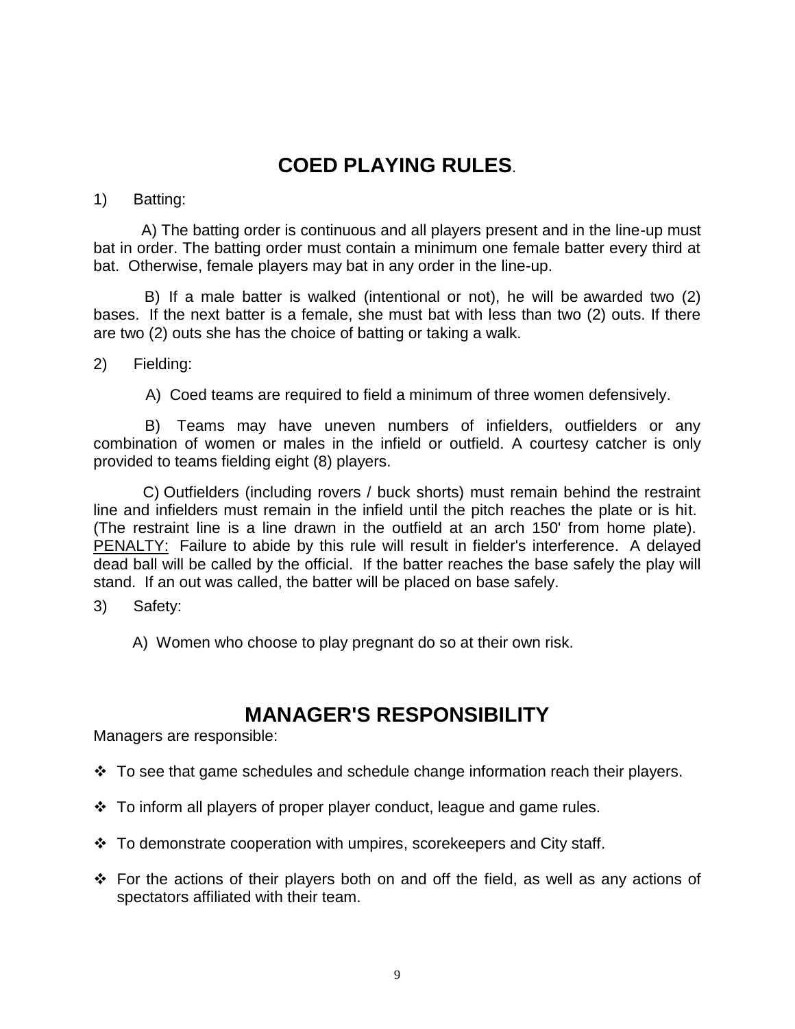# COED PLAYING RULES.

1) Batting:

A) The batting order is continuous and all players present and in the line-up must bat in order. The batting order must contain a minimum one female batter every third at bat. Otherwise, female players may bat in any order in the line-up.

B) If a male batter is walked (intentional or not), he will be awarded two (2) bases. If the next batter is a female, she must bat with less than two (2) outs. If there are two (2) outs she has the choice of batting or taking a walk.

2) Fielding:

A) Coed teams are required to field a minimum of three women defensively.

B) Teams may have uneven numbers of infielders, outfielders or any combination of women or males in the infield or outfield. A courtesy catcher is only provided to teams fielding eight (8) players.

C) Outfielders (including rovers / buck shorts) must remain behind the restraint line and infielders must remain in the infield until the pitch reaches the plate or is hit. (The restraint line is a line drawn in the outfield at an arch 150' from home plate). PENALTY: Failure to abide by this rule will result in fielder's interference. A delayed dead ball will be called by the official. If the batter reaches the base safely the play will stand. If an out was called, the batter will be placed on base safely.

3) Safety:

A) Women who choose to play pregnant do so at their own risk.

# MANAGER'S RESPONSIBILITY

Managers are responsible:

- To see that game schedules and schedule change information reach their players.
- To inform all players of proper player conduct, league and game rules.
- To demonstrate cooperation with umpires, scorekeepers and City staff.
- For the actions of their players both on and off the field, as well as any actions of spectators affiliated with their team.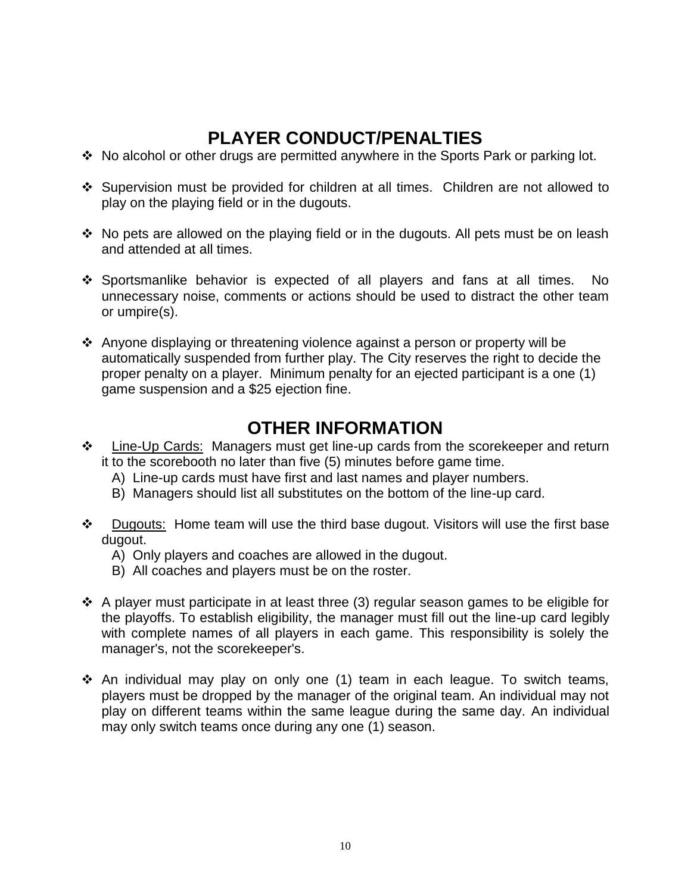## PLAYER CONDUCT/PENALTIES

- No alcohol or other drugs are permitted anywhere in the Sports Park or parking lot.
- Supervision must be provided for children at all times. Children are not allowed to play on the playing field or in the dugouts.
- No pets are allowed on the playing field or in the dugouts. All pets must be on leash and attended at all times.
- Sportsmanlike behavior is expected of all players and fans at all times. No unnecessary noise, comments or actions should be used to distract the other team or umpire(s).
- Anyone displaying or threatening violence against a person or property will be automatically suspended from further play. The City reserves the right to decide the proper penalty on a player. Minimum penalty for an ejected participant is a one (1) game suspension and a $25 ejection fine.

## OTHER INFORMATION

- <u>Line-Up Cards:</u> Managers must get line-up cards from the scorekeeper and return it to the scorebooth no later than five (5) minutes before game time.
  - A) Line-up cards must have first and last names and player numbers.
  - B) Managers should list all substitutes on the bottom of the line-up card.
- <u>Dugouts:</u> Home team will use the third base dugout. Visitors will use the first base dugout.
  - A) Only players and coaches are allowed in the dugout.
  - B) All coaches and players must be on the roster.
- A player must participate in at least three (3) regular season games to be eligible for the playoffs. To establish eligibility, the manager must fill out the line-up card legibly with complete names of all players in each game. This responsibility is solely the manager's, not the scorekeeper's.
- An individual may play on only one (1) team in each league. To switch teams, players must be dropped by the manager of the original team. An individual may not play on different teams within the same league during the same day. An individual may only switch teams once during any one (1) season.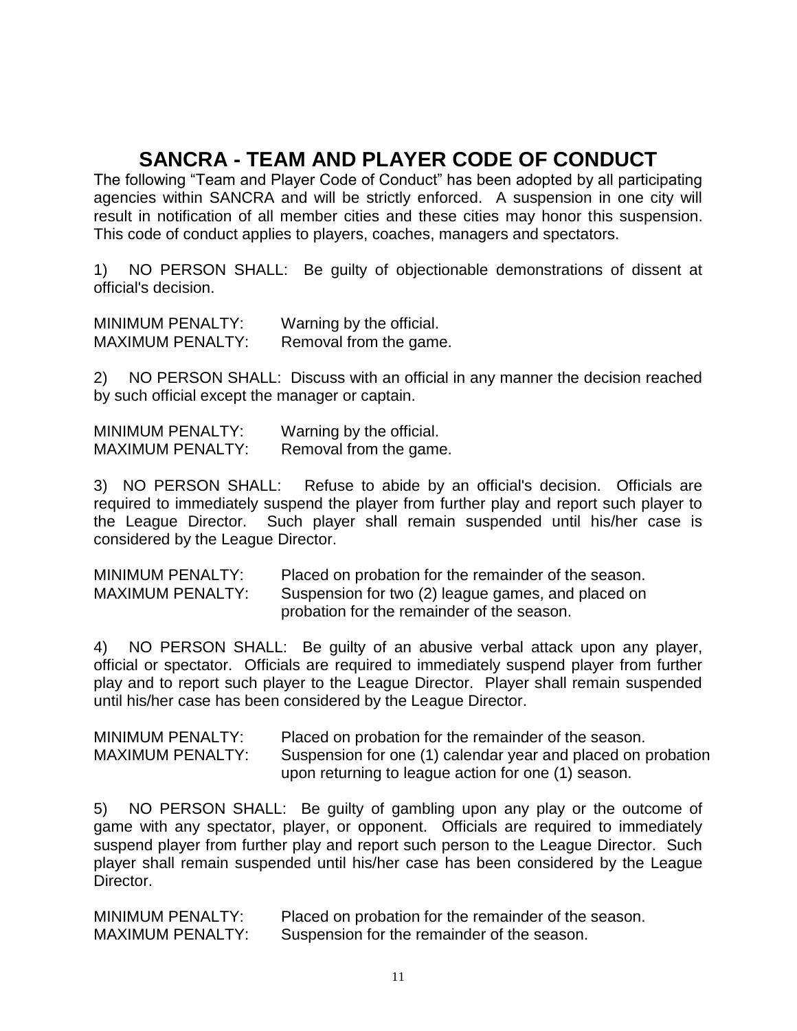# SANCRA - TEAM AND PLAYER CODE OF CONDUCT

The following "Team and Player Code of Conduct" has been adopted by all participating agencies within SANCRA and will be strictly enforced. A suspension in one city will result in notification of all member cities and these cities may honor this suspension. This code of conduct applies to players, coaches, managers and spectators.

1) NO PERSON SHALL: Be guilty of objectionable demonstrations of dissent at official's decision.

MINIMUM PENALTY: Warning by the official.
MAXIMUM PENALTY: Removal from the game.

2) NO PERSON SHALL: Discuss with an official in any manner the decision reached by such official except the manager or captain.

MINIMUM PENALTY: Warning by the official.
MAXIMUM PENALTY: Removal from the game.

3) NO PERSON SHALL: Refuse to abide by an official's decision. Officials are required to immediately suspend the player from further play and report such player to the League Director. Such player shall remain suspended until his/her case is considered by the League Director.

MINIMUM PENALTY: Placed on probation for the remainder of the season.
MAXIMUM PENALTY: Suspension for two (2) league games, and placed on probation for the remainder of the season.

4) NO PERSON SHALL: Be guilty of an abusive verbal attack upon any player, official or spectator. Officials are required to immediately suspend player from further play and to report such player to the League Director. Player shall remain suspended until his/her case has been considered by the League Director.

MINIMUM PENALTY: Placed on probation for the remainder of the season.
MAXIMUM PENALTY: Suspension for one (1) calendar year and placed on probation upon returning to league action for one (1) season.

5) NO PERSON SHALL: Be guilty of gambling upon any play or the outcome of game with any spectator, player, or opponent. Officials are required to immediately suspend player from further play and report such person to the League Director. Such player shall remain suspended until his/her case has been considered by the League Director.

MINIMUM PENALTY: Placed on probation for the remainder of the season.
MAXIMUM PENALTY: Suspension for the remainder of the season.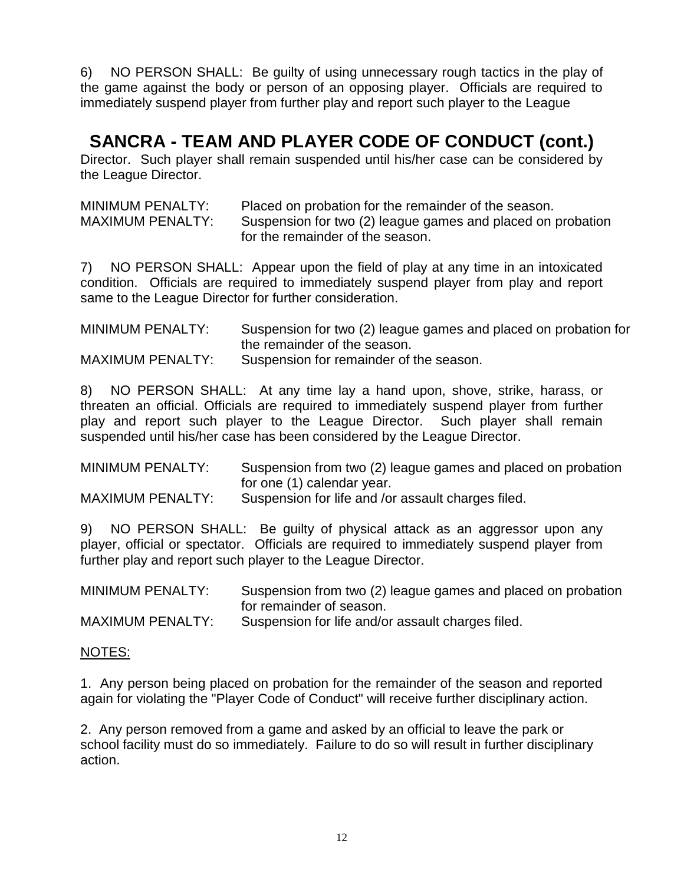6) NO PERSON SHALL: Be guilty of using unnecessary rough tactics in the play of the game against the body or person of an opposing player. Officials are required to immediately suspend player from further play and report such player to the League

## SANCRA - TEAM AND PLAYER CODE OF CONDUCT (cont.)

Director. Such player shall remain suspended until his/her case can be considered by the League Director.

MINIMUM PENALTY: Placed on probation for the remainder of the season.
MAXIMUM PENALTY: Suspension for two (2) league games and placed on probation for the remainder of the season.

7) NO PERSON SHALL: Appear upon the field of play at any time in an intoxicated condition. Officials are required to immediately suspend player from play and report same to the League Director for further consideration.

MINIMUM PENALTY: Suspension for two (2) league games and placed on probation for the remainder of the season.
MAXIMUM PENALTY: Suspension for remainder of the season.

8) NO PERSON SHALL: At any time lay a hand upon, shove, strike, harass, or threaten an official. Officials are required to immediately suspend player from further play and report such player to the League Director. Such player shall remain suspended until his/her case has been considered by the League Director.

MINIMUM PENALTY: Suspension from two (2) league games and placed on probation for one (1) calendar year.
MAXIMUM PENALTY: Suspension for life and /or assault charges filed.

9) NO PERSON SHALL: Be guilty of physical attack as an aggressor upon any player, official or spectator. Officials are required to immediately suspend player from further play and report such player to the League Director.

MINIMUM PENALTY: Suspension from two (2) league games and placed on probation for remainder of season.
MAXIMUM PENALTY: Suspension for life and/or assault charges filed.

NOTES:

1. Any person being placed on probation for the remainder of the season and reported again for violating the "Player Code of Conduct" will receive further disciplinary action.

2. Any person removed from a game and asked by an official to leave the park or school facility must do so immediately. Failure to do so will result in further disciplinary action.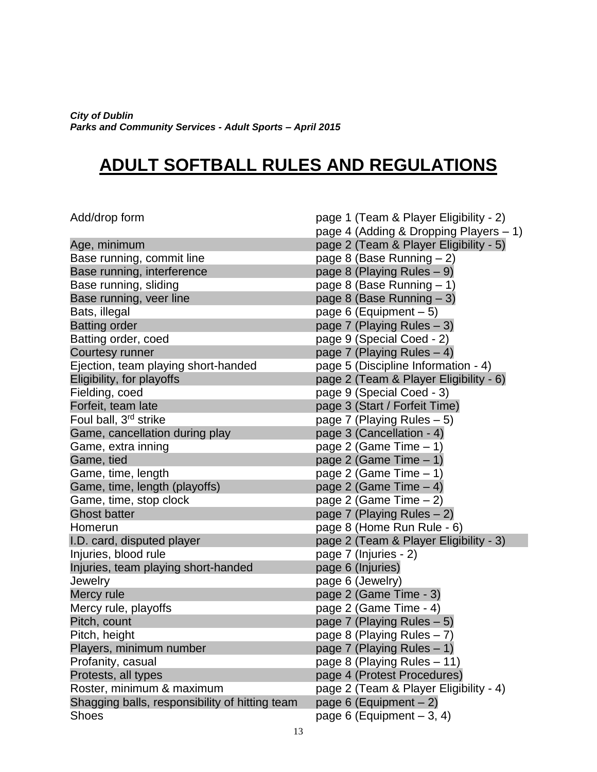***City of Dublin***
***Parks and Community Services - Adult Sports – April 2015***

# ADULT SOFTBALL RULES AND REGULATIONS

| | |
|---|---|
| Add/drop form | page 1 (Team & Player Eligibility - 2)<br>page 4 (Adding & Dropping Players – 1) |
| Age, minimum | page 2 (Team & Player Eligibility - 5) |
| Base running, commit line | page 8 (Base Running – 2) |
| Base running, interference | page 8 (Playing Rules – 9) |
| Base running, sliding | page 8 (Base Running – 1) |
| Base running, veer line | page 8 (Base Running – 3) |
| Bats, illegal | page 6 (Equipment – 5) |
| Batting order | page 7 (Playing Rules – 3) |
| Batting order, coed | page 9 (Special Coed - 2) |
| Courtesy runner | page 7 (Playing Rules – 4) |
| Ejection, team playing short-handed | page 5 (Discipline Information - 4) |
| Eligibility, for playoffs | page 2 (Team & Player Eligibility - 6) |
| Fielding, coed | page 9 (Special Coed - 3) |
| Forfeit, team late | page 3 (Start / Forfeit Time) |
| Foul ball, 3rd strike | page 7 (Playing Rules – 5) |
| Game, cancellation during play | page 3 (Cancellation - 4) |
| Game, extra inning | page 2 (Game Time – 1) |
| Game, tied | page 2 (Game Time – 1) |
| Game, time, length | page 2 (Game Time – 1) |
| Game, time, length (playoffs) | page 2 (Game Time – 4) |
| Game, time, stop clock | page 2 (Game Time – 2) |
| Ghost batter | page 7 (Playing Rules – 2) |
| Homerun | page 8 (Home Run Rule - 6) |
| I.D. card, disputed player | page 2 (Team & Player Eligibility - 3) |
| Injuries, blood rule | page 7 (Injuries - 2) |
| Injuries, team playing short-handed | page 6 (Injuries) |
| Jewelry | page 6 (Jewelry) |
| Mercy rule | page 2 (Game Time - 3) |
| Mercy rule, playoffs | page 2 (Game Time - 4) |
| Pitch, count | page 7 (Playing Rules – 5) |
| Pitch, height | page 8 (Playing Rules – 7) |
| Players, minimum number | page 7 (Playing Rules – 1) |
| Profanity, casual | page 8 (Playing Rules – 11) |
| Protests, all types | page 4 (Protest Procedures) |
| Roster, minimum & maximum | page 2 (Team & Player Eligibility - 4) |
| Shagging balls, responsibility of hitting team | page 6 (Equipment – 2) |
| Shoes | page 6 (Equipment – 3, 4) |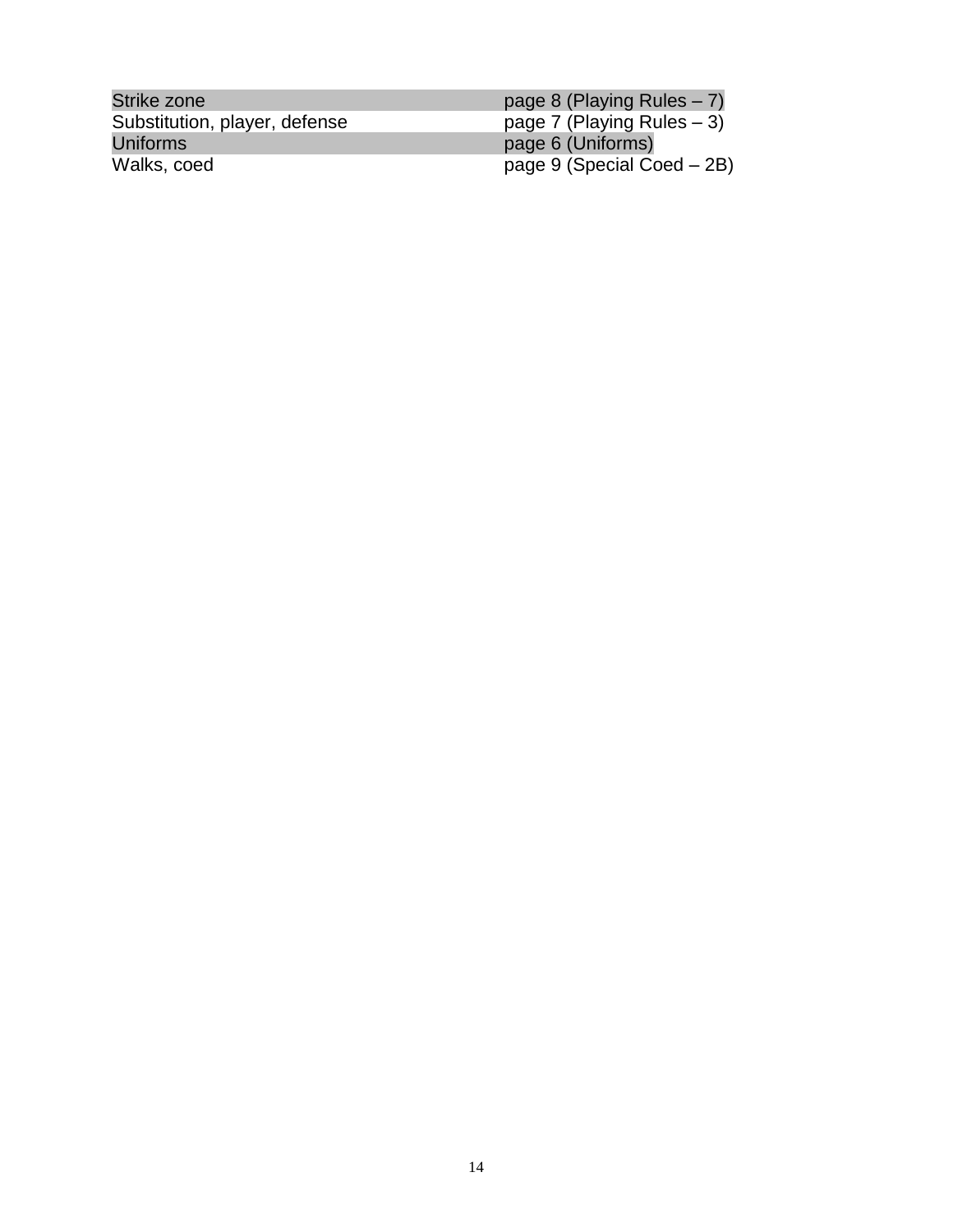| | |
|---|---|
| Strike zone | page 8 (Playing Rules – 7) |
| Substitution, player, defense | page 7 (Playing Rules – 3) |
| Uniforms | page 6 (Uniforms) |
| Walks, coed | page 9 (Special Coed – 2B) |